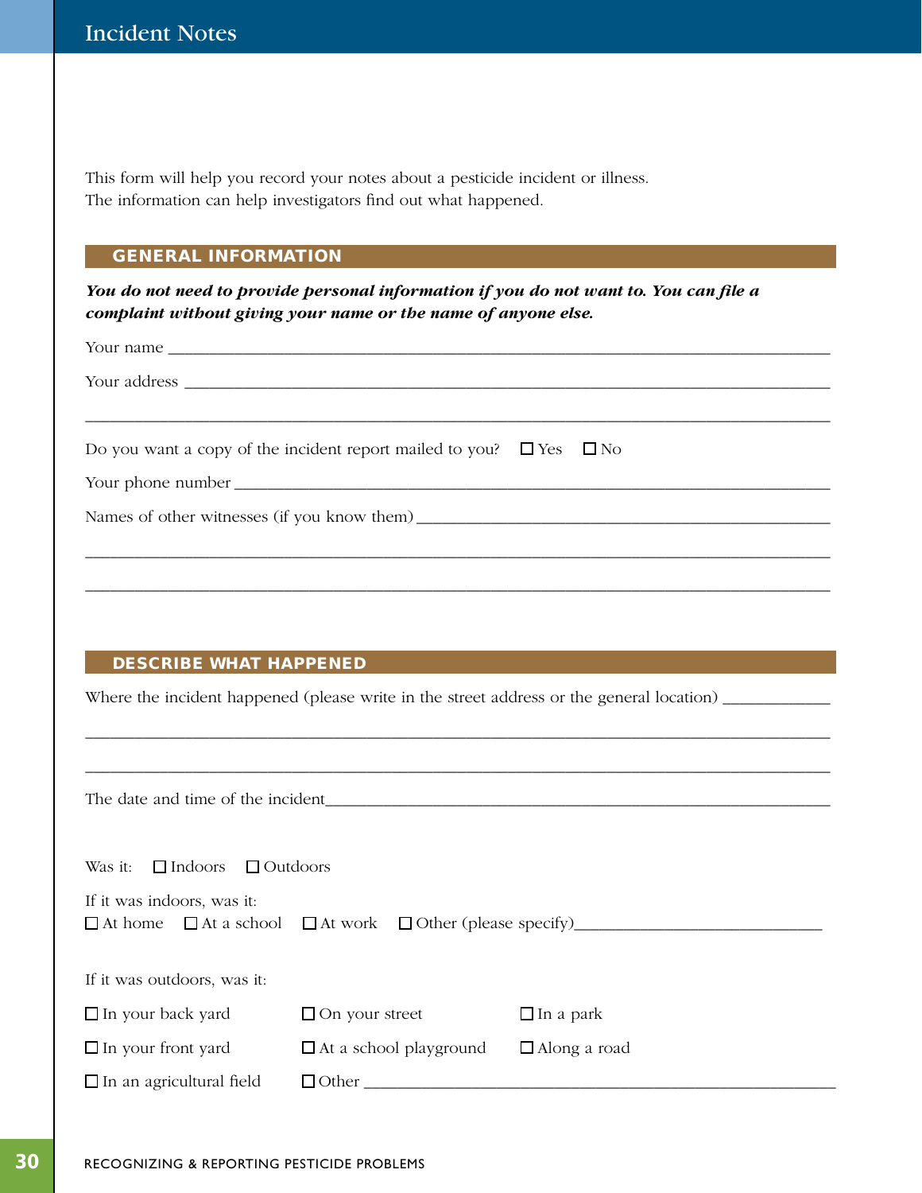# Incident Notes

This form will help you record your notes about a pesticide incident or illness.
The information can help investigators find out what happened.

## GENERAL INFORMATION

***You do not need to provide personal information if you do not want to. You can file a complaint without giving your name or the name of anyone else.***

Your name ___________________________________________________________________________

Your address _________________________________________________________________________

_____________________________________________________________________________________

Do you want a copy of the incident report mailed to you? ☐ Yes ☐ No

Your phone number ____________________________________________________________________

Names of other witnesses (if you know them) __________________________________________

_____________________________________________________________________________________

_____________________________________________________________________________________

## DESCRIBE WHAT HAPPENED

Where the incident happened (please write in the street address or the general location) ____________

_____________________________________________________________________________________

_____________________________________________________________________________________

The date and time of the incident_____________________________________________________

Was it: ☐ Indoors ☐ Outdoors

If it was indoors, was it:
☐ At home ☐ At a school ☐ At work ☐ Other (please specify)_____________________________

If it was outdoors, was it:

☐ In your back yard ☐ On your street ☐ In a park

☐ In your front yard ☐ At a school playground ☐ Along a road

☐ In an agricultural field ☐ Other ________________________________________________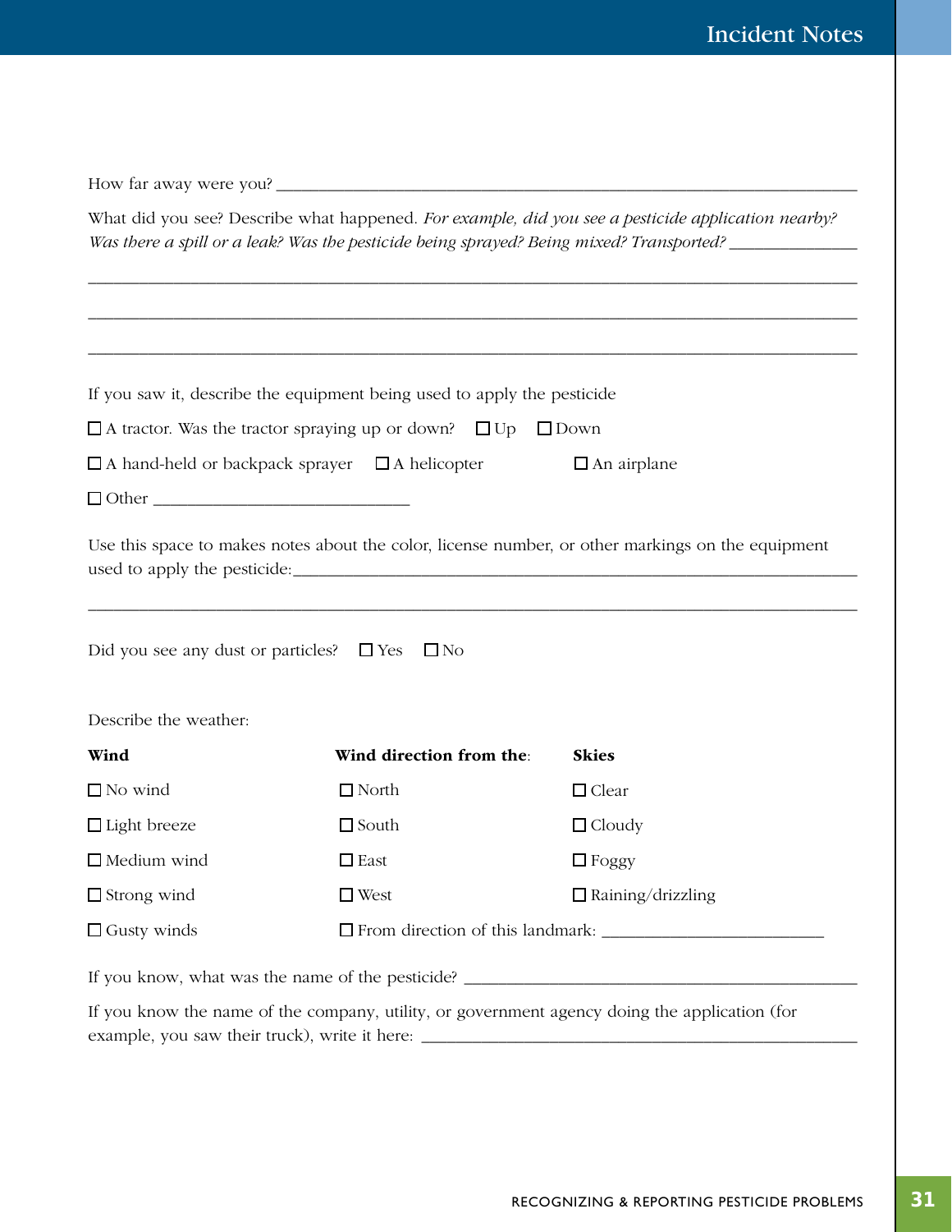How far away were you? ____________________________________________________________________

What did you see? Describe what happened. *For example, did you see a pesticide application nearby? Was there a spill or a leak? Was the pesticide being sprayed? Being mixed? Transported?* _______________

_____________________________________________________________________________________

_____________________________________________________________________________________

_____________________________________________________________________________________

If you saw it, describe the equipment being used to apply the pesticide

☐ A tractor. Was the tractor spraying up or down? ☐ Up ☐ Down

☐ A hand-held or backpack sprayer ☐ A helicopter ☐ An airplane

☐ Other ______________________________

Use this space to makes notes about the color, license number, or other markings on the equipment used to apply the pesticide:___________________________________________________________________

_____________________________________________________________________________________

Did you see any dust or particles? ☐ Yes ☐ No

Describe the weather:

| **Wind** | **Wind direction from the**: | **Skies** |
|---|---|---|
| ☐ No wind | ☐ North | ☐ Clear |
| ☐ Light breeze | ☐ South | ☐ Cloudy |
| ☐ Medium wind | ☐ East | ☐ Foggy |
| ☐ Strong wind | ☐ West | ☐ Raining/drizzling |
| ☐ Gusty winds | ☐ From direction of this landmark: _________________________ | |

If you know, what was the name of the pesticide? _____________________________________________

If you know the name of the company, utility, or government agency doing the application (for example, you saw their truck), write it here: ____________________________________________________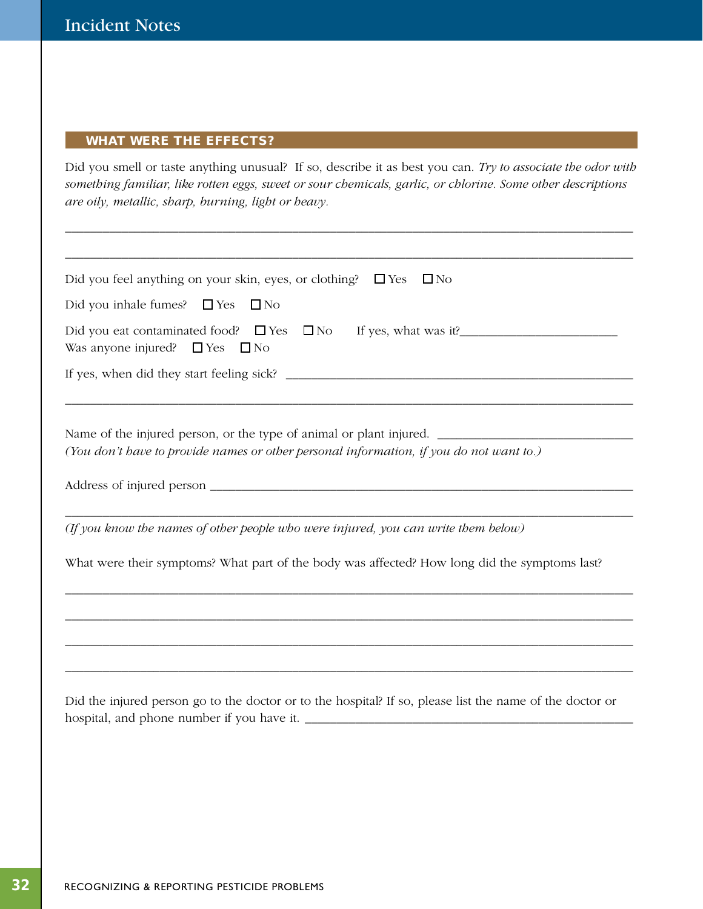# Incident Notes

## WHAT WERE THE EFFECTS?

Did you smell or taste anything unusual? If so, describe it as best you can. *Try to associate the odor with something familiar, like rotten eggs, sweet or sour chemicals, garlic, or chlorine. Some other descriptions are oily, metallic, sharp, burning, light or heavy.*

\_\_\_\_\_\_\_\_\_\_\_\_\_\_\_\_\_\_\_\_\_\_\_\_\_\_\_\_\_\_\_\_\_\_\_\_\_\_\_\_\_\_\_\_\_\_\_\_\_\_\_\_\_\_\_\_\_\_\_\_\_\_\_\_\_\_\_\_\_\_\_\_\_\_\_\_

\_\_\_\_\_\_\_\_\_\_\_\_\_\_\_\_\_\_\_\_\_\_\_\_\_\_\_\_\_\_\_\_\_\_\_\_\_\_\_\_\_\_\_\_\_\_\_\_\_\_\_\_\_\_\_\_\_\_\_\_\_\_\_\_\_\_\_\_\_\_\_\_\_\_\_\_

Did you feel anything on your skin, eyes, or clothing? ☐ Yes ☐ No

Did you inhale fumes? ☐ Yes ☐ No

Did you eat contaminated food? ☐ Yes ☐ No If yes, what was it?\_\_\_\_\_\_\_\_\_\_\_\_\_\_\_\_\_\_\_\_\_\_\_\_\_\_

Was anyone injured? ☐ Yes ☐ No

If yes, when did they start feeling sick? \_\_\_\_\_\_\_\_\_\_\_\_\_\_\_\_\_\_\_\_\_\_\_\_\_\_\_\_\_\_\_\_\_\_\_\_\_\_\_\_\_\_\_\_\_\_\_\_\_\_\_\_

\_\_\_\_\_\_\_\_\_\_\_\_\_\_\_\_\_\_\_\_\_\_\_\_\_\_\_\_\_\_\_\_\_\_\_\_\_\_\_\_\_\_\_\_\_\_\_\_\_\_\_\_\_\_\_\_\_\_\_\_\_\_\_\_\_\_\_\_\_\_\_\_\_\_\_\_

Name of the injured person, or the type of animal or plant injured. \_\_\_\_\_\_\_\_\_\_\_\_\_\_\_\_\_\_\_\_\_\_\_\_\_\_\_\_\_\_

*(You don't have to provide names or other personal information, if you do not want to.)*

Address of injured person \_\_\_\_\_\_\_\_\_\_\_\_\_\_\_\_\_\_\_\_\_\_\_\_\_\_\_\_\_\_\_\_\_\_\_\_\_\_\_\_\_\_\_\_\_\_\_\_\_\_\_\_\_\_\_\_\_\_\_\_\_\_

\_\_\_\_\_\_\_\_\_\_\_\_\_\_\_\_\_\_\_\_\_\_\_\_\_\_\_\_\_\_\_\_\_\_\_\_\_\_\_\_\_\_\_\_\_\_\_\_\_\_\_\_\_\_\_\_\_\_\_\_\_\_\_\_\_\_\_\_\_\_\_\_\_\_\_\_

*(If you know the names of other people who were injured, you can write them below)*

What were their symptoms? What part of the body was affected? How long did the symptoms last?

\_\_\_\_\_\_\_\_\_\_\_\_\_\_\_\_\_\_\_\_\_\_\_\_\_\_\_\_\_\_\_\_\_\_\_\_\_\_\_\_\_\_\_\_\_\_\_\_\_\_\_\_\_\_\_\_\_\_\_\_\_\_\_\_\_\_\_\_\_\_\_\_\_\_\_\_

\_\_\_\_\_\_\_\_\_\_\_\_\_\_\_\_\_\_\_\_\_\_\_\_\_\_\_\_\_\_\_\_\_\_\_\_\_\_\_\_\_\_\_\_\_\_\_\_\_\_\_\_\_\_\_\_\_\_\_\_\_\_\_\_\_\_\_\_\_\_\_\_\_\_\_\_

\_\_\_\_\_\_\_\_\_\_\_\_\_\_\_\_\_\_\_\_\_\_\_\_\_\_\_\_\_\_\_\_\_\_\_\_\_\_\_\_\_\_\_\_\_\_\_\_\_\_\_\_\_\_\_\_\_\_\_\_\_\_\_\_\_\_\_\_\_\_\_\_\_\_\_\_

\_\_\_\_\_\_\_\_\_\_\_\_\_\_\_\_\_\_\_\_\_\_\_\_\_\_\_\_\_\_\_\_\_\_\_\_\_\_\_\_\_\_\_\_\_\_\_\_\_\_\_\_\_\_\_\_\_\_\_\_\_\_\_\_\_\_\_\_\_\_\_\_\_\_\_\_

Did the injured person go to the doctor or to the hospital? If so, please list the name of the doctor or hospital, and phone number if you have it. \_\_\_\_\_\_\_\_\_\_\_\_\_\_\_\_\_\_\_\_\_\_\_\_\_\_\_\_\_\_\_\_\_\_\_\_\_\_\_\_\_\_\_\_\_\_\_\_\_\_\_